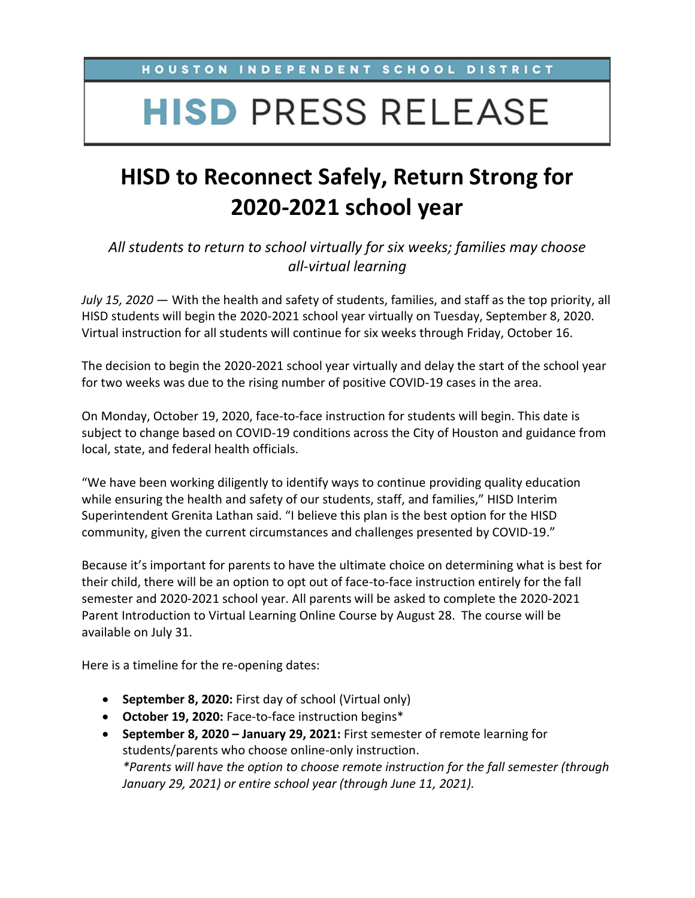HOUSTON INDEPENDENT SCHOOL DISTRICT

# HISD PRESS RELEASE

## HISD to Reconnect Safely, Return Strong for 2020-2021 school year

*All students to return to school virtually for six weeks; families may choose all-virtual learning*

*July 15, 2020* — With the health and safety of students, families, and staff as the top priority, all HISD students will begin the 2020-2021 school year virtually on Tuesday, September 8, 2020. Virtual instruction for all students will continue for six weeks through Friday, October 16.

The decision to begin the 2020-2021 school year virtually and delay the start of the school year for two weeks was due to the rising number of positive COVID-19 cases in the area.

On Monday, October 19, 2020, face-to-face instruction for students will begin. This date is subject to change based on COVID-19 conditions across the City of Houston and guidance from local, state, and federal health officials.

"We have been working diligently to identify ways to continue providing quality education while ensuring the health and safety of our students, staff, and families," HISD Interim Superintendent Grenita Lathan said. "I believe this plan is the best option for the HISD community, given the current circumstances and challenges presented by COVID-19."

Because it's important for parents to have the ultimate choice on determining what is best for their child, there will be an option to opt out of face-to-face instruction entirely for the fall semester and 2020-2021 school year. All parents will be asked to complete the 2020-2021 Parent Introduction to Virtual Learning Online Course by August 28. The course will be available on July 31.

Here is a timeline for the re-opening dates:

- **September 8, 2020:** First day of school (Virtual only)
- **October 19, 2020:** Face-to-face instruction begins*
- **September 8, 2020 – January 29, 2021:** First semester of remote learning for students/parents who choose online-only instruction.
  *\*Parents will have the option to choose remote instruction for the fall semester (through January 29, 2021) or entire school year (through June 11, 2021).*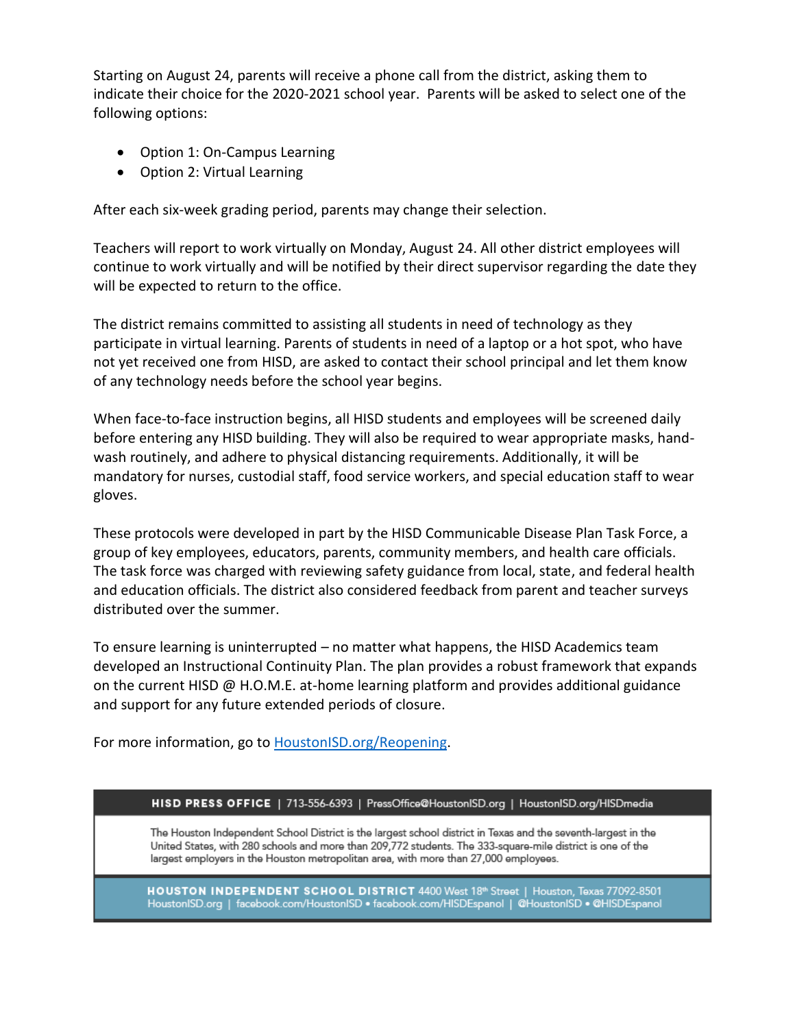Starting on August 24, parents will receive a phone call from the district, asking them to indicate their choice for the 2020-2021 school year. Parents will be asked to select one of the following options:

- Option 1: On-Campus Learning
- Option 2: Virtual Learning

After each six-week grading period, parents may change their selection.

Teachers will report to work virtually on Monday, August 24. All other district employees will continue to work virtually and will be notified by their direct supervisor regarding the date they will be expected to return to the office.

The district remains committed to assisting all students in need of technology as they participate in virtual learning. Parents of students in need of a laptop or a hot spot, who have not yet received one from HISD, are asked to contact their school principal and let them know of any technology needs before the school year begins.

When face-to-face instruction begins, all HISD students and employees will be screened daily before entering any HISD building. They will also be required to wear appropriate masks, hand-wash routinely, and adhere to physical distancing requirements. Additionally, it will be mandatory for nurses, custodial staff, food service workers, and special education staff to wear gloves.

These protocols were developed in part by the HISD Communicable Disease Plan Task Force, a group of key employees, educators, parents, community members, and health care officials. The task force was charged with reviewing safety guidance from local, state, and federal health and education officials. The district also considered feedback from parent and teacher surveys distributed over the summer.

To ensure learning is uninterrupted – no matter what happens, the HISD Academics team developed an Instructional Continuity Plan. The plan provides a robust framework that expands on the current HISD @ H.O.M.E. at-home learning platform and provides additional guidance and support for any future extended periods of closure.

For more information, go to [HoustonISD.org/Reopening](HoustonISD.org/Reopening).

**HISD PRESS OFFICE** | 713-556-6393 | PressOffice@HoustonISD.org | HoustonISD.org/HISDmedia

The Houston Independent School District is the largest school district in Texas and the seventh-largest in the United States, with 280 schools and more than 209,772 students. The 333-square-mile district is one of the largest employers in the Houston metropolitan area, with more than 27,000 employees.

**HOUSTON INDEPENDENT SCHOOL DISTRICT** 4400 West 18th Street | Houston, Texas 77092-8501
HoustonISD.org | facebook.com/HoustonISD • facebook.com/HISDEspanol | @HoustonISD • @HISDEspanol